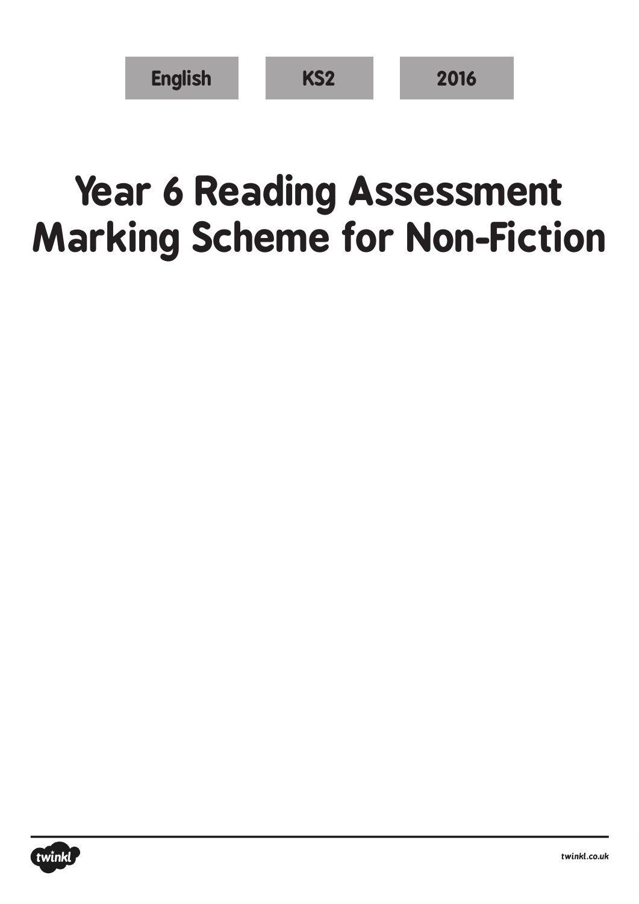English | KS2 | 2016

# Year 6 Reading Assessment Marking Scheme for Non-Fiction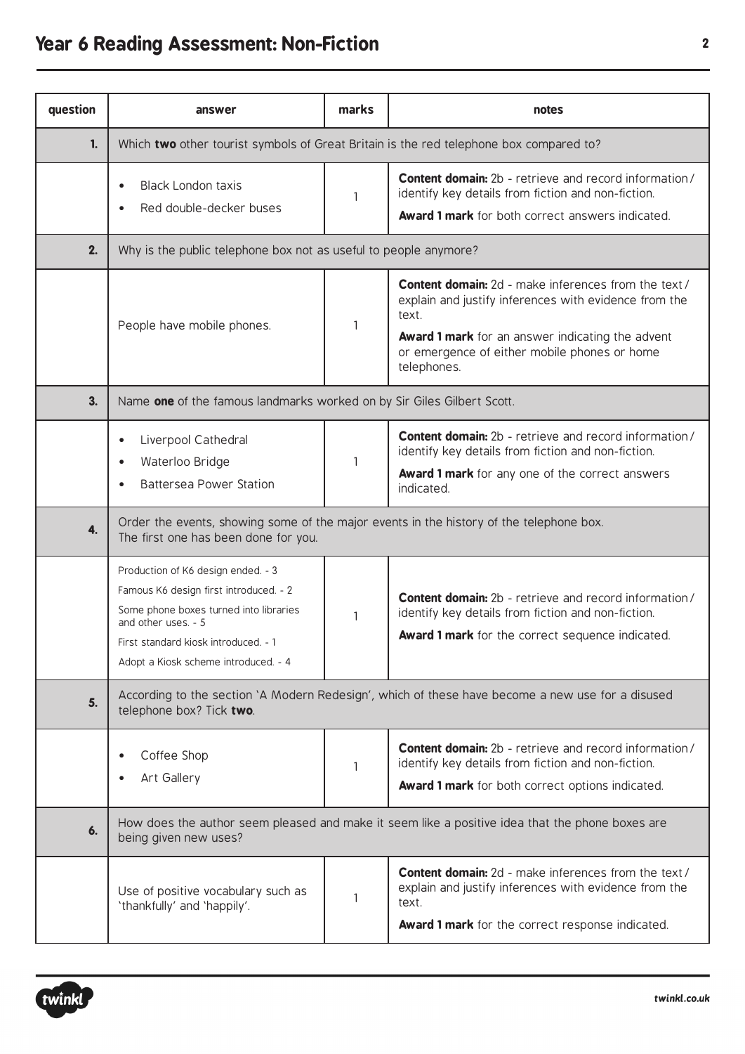| question | answer | marks | notes |
|---|---|---|---|
| **1.** | Which **two** other tourist symbols of Great Britain is the red telephone box compared to? | | |
| | • Black London taxis<br>• Red double-decker buses | 1 | **Content domain:** 2b - retrieve and record information / identify key details from fiction and non-fiction.<br>**Award 1 mark** for both correct answers indicated. |
| **2.** | Why is the public telephone box not as useful to people anymore? | | |
| | People have mobile phones. | 1 | **Content domain:** 2d - make inferences from the text / explain and justify inferences with evidence from the text.<br>**Award 1 mark** for an answer indicating the advent or emergence of either mobile phones or home telephones. |
| **3.** | Name **one** of the famous landmarks worked on by Sir Giles Gilbert Scott. | | |
| | • Liverpool Cathedral<br>• Waterloo Bridge<br>• Battersea Power Station | 1 | **Content domain:** 2b - retrieve and record information / identify key details from fiction and non-fiction.<br>**Award 1 mark** for any one of the correct answers indicated. |
| **4.** | Order the events, showing some of the major events in the history of the telephone box. The first one has been done for you. | | |
| | Production of K6 design ended. - 3<br>Famous K6 design first introduced. - 2<br>Some phone boxes turned into libraries and other uses. - 5<br>First standard kiosk introduced. - 1<br>Adopt a Kiosk scheme introduced. - 4 | 1 | **Content domain:** 2b - retrieve and record information / identify key details from fiction and non-fiction.<br>**Award 1 mark** for the correct sequence indicated. |
| **5.** | According to the section 'A Modern Redesign', which of these have become a new use for a disused telephone box? Tick **two**. | | |
| | • Coffee Shop<br>• Art Gallery | 1 | **Content domain:** 2b - retrieve and record information / identify key details from fiction and non-fiction.<br>**Award 1 mark** for both correct options indicated. |
| **6.** | How does the author seem pleased and make it seem like a positive idea that the phone boxes are being given new uses? | | |
| | Use of positive vocabulary such as 'thankfully' and 'happily'. | 1 | **Content domain:** 2d - make inferences from the text / explain and justify inferences with evidence from the text.<br>**Award 1 mark** for the correct response indicated. |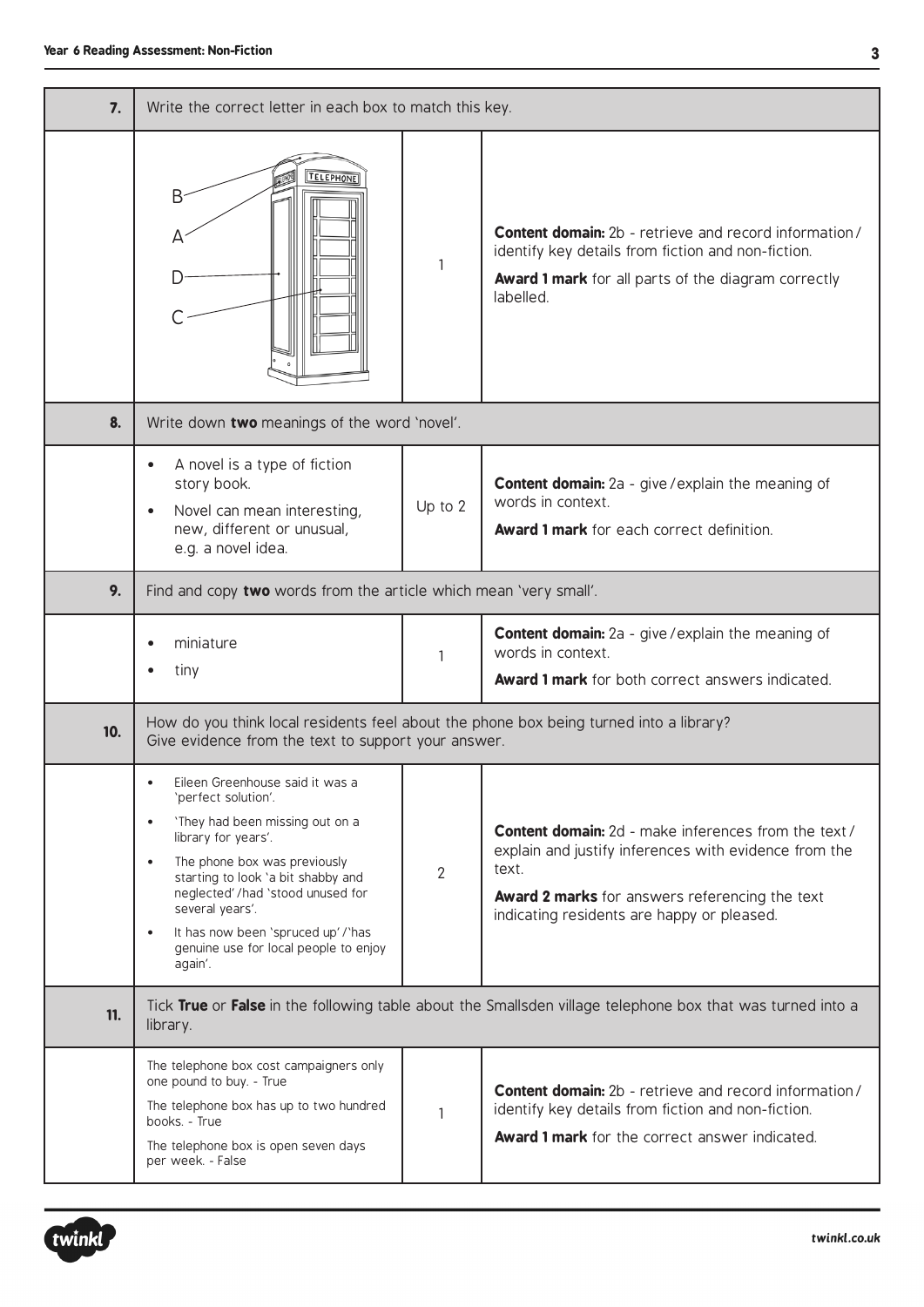| | | | |
|---|---|---|---|
| **7.** | Write the correct letter in each box to match this key. | | |
| | B, A, D, C (telephone box diagram labelled) | 1 | **Content domain:** 2b - retrieve and record information / identify key details from fiction and non-fiction. **Award 1 mark** for all parts of the diagram correctly labelled. |
| **8.** | Write down **two** meanings of the word 'novel'. | | |
| | • A novel is a type of fiction story book. • Novel can mean interesting, new, different or unusual, e.g. a novel idea. | Up to 2 | **Content domain:** 2a - give / explain the meaning of words in context. **Award 1 mark** for each correct definition. |
| **9.** | Find and copy **two** words from the article which mean 'very small'. | | |
| | • miniature • tiny | 1 | **Content domain:** 2a - give / explain the meaning of words in context. **Award 1 mark** for both correct answers indicated. |
| **10.** | How do you think local residents feel about the phone box being turned into a library? Give evidence from the text to support your answer. | | |
| | • Eileen Greenhouse said it was a 'perfect solution'. • 'They had been missing out on a library for years'. • The phone box was previously starting to look 'a bit shabby and neglected' / had 'stood unused for several years'. • It has now been 'spruced up' / 'has genuine use for local people to enjoy again'. | 2 | **Content domain:** 2d - make inferences from the text / explain and justify inferences with evidence from the text. **Award 2 marks** for answers referencing the text indicating residents are happy or pleased. |
| **11.** | Tick **True** or **False** in the following table about the Smallsden village telephone box that was turned into a library. | | |
| | The telephone box cost campaigners only one pound to buy. - True The telephone box has up to two hundred books. - True The telephone box is open seven days per week. - False | 1 | **Content domain:** 2b - retrieve and record information / identify key details from fiction and non-fiction. **Award 1 mark** for the correct answer indicated. |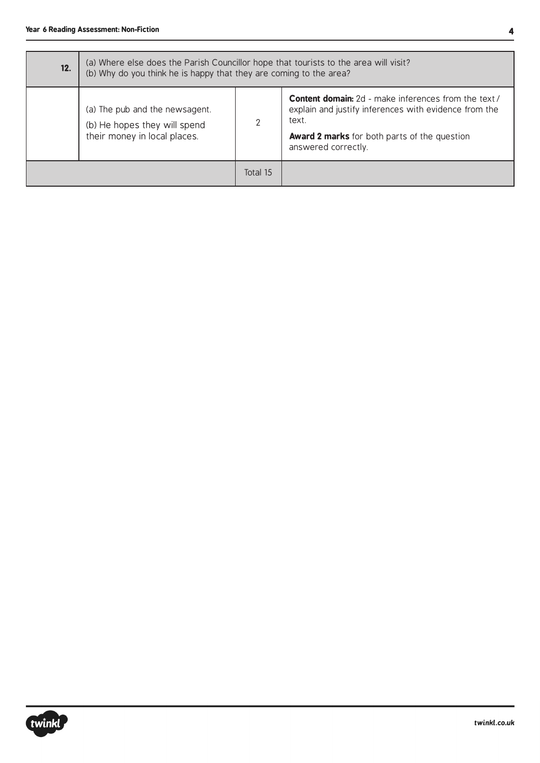| | | | |
|---|---|---|---|
| **12.** | (a) Where else does the Parish Councillor hope that tourists to the area will visit?<br>(b) Why do you think he is happy that they are coming to the area? | | |
| | (a) The pub and the newsagent.<br>(b) He hopes they will spend their money in local places. | 2 | **Content domain:** 2d - make inferences from the text / explain and justify inferences with evidence from the text.<br>**Award 2 marks** for both parts of the question answered correctly. |
| | | Total 15 | |